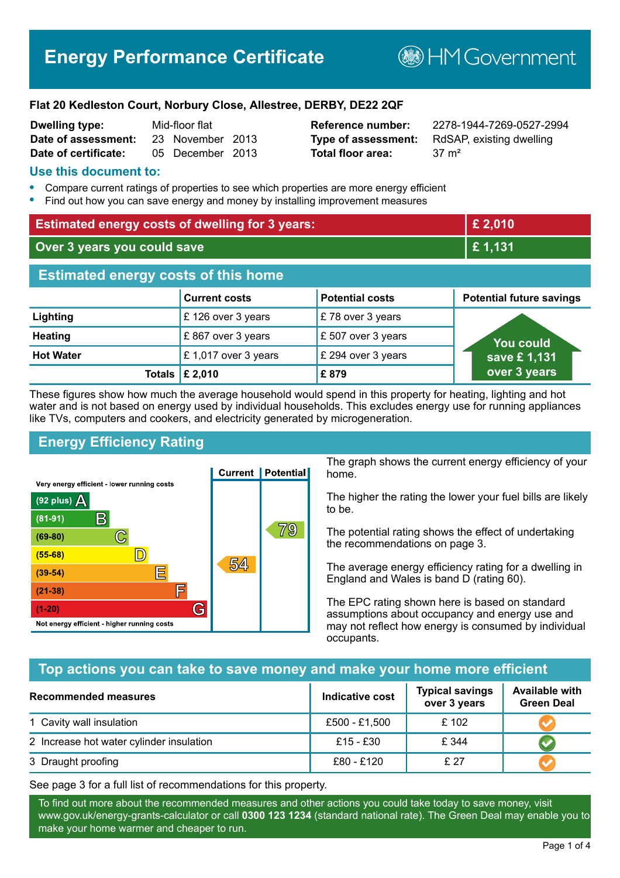# Energy Performance Certificate

HM Government

**Flat 20 Kedleston Court, Norbury Close, Allestree, DERBY, DE22 2QF**

| | | | |
|---|---|---|---|
| **Dwelling type:** | Mid-floor flat | **Reference number:** | 2278-1944-7269-0527-2994 |
| **Date of assessment:** | 23 November 2013 | **Type of assessment:** | RdSAP, existing dwelling |
| **Date of certificate:** | 05 December 2013 | **Total floor area:** | 37 m² |

## Use this document to:

- Compare current ratings of properties to see which properties are more energy efficient
- Find out how you can save energy and money by installing improvement measures

| | |
|---|---|
| **Estimated energy costs of dwelling for 3 years:** | **£ 2,010** |
| **Over 3 years you could save** | **£ 1,131** |

## Estimated energy costs of this home

| | Current costs | Potential costs | Potential future savings |
|---|---|---|---|
| **Lighting** | £ 126 over 3 years | £ 78 over 3 years | You could save £ 1,131 over 3 years |
| **Heating** | £ 867 over 3 years | £ 507 over 3 years | |
| **Hot Water** | £ 1,017 over 3 years | £ 294 over 3 years | |
| **Totals** | **£ 2,010** | **£ 879** | |

These figures show how much the average household would spend in this property for heating, lighting and hot water and is not based on energy used by individual households. This excludes energy use for running appliances like TVs, computers and cookers, and electricity generated by microgeneration.

## Energy Efficiency Rating

| Rating band | Current | Potential |
|---|---|---|
| Very energy efficient - lower running costs | | |
| (92 plus) A | | |
| (81-91) B | | |
| (69-80) C | | 79 |
| (55-68) D | | |
| (39-54) E | 54 | |
| (21-38) F | | |
| (1-20) G | | |
| Not energy efficient - higher running costs | | |

The graph shows the current energy efficiency of your home.

The higher the rating the lower your fuel bills are likely to be.

The potential rating shows the effect of undertaking the recommendations on page 3.

The average energy efficiency rating for a dwelling in England and Wales is band D (rating 60).

The EPC rating shown here is based on standard assumptions about occupancy and energy use and may not reflect how energy is consumed by individual occupants.

## Top actions you can take to save money and make your home more efficient

| Recommended measures | Indicative cost | Typical savings over 3 years | Available with Green Deal |
|---|---|---|---|
| 1 Cavity wall insulation | £500 - £1,500 | £ 102 | ✓ |
| 2 Increase hot water cylinder insulation | £15 - £30 | £ 344 | ✓ |
| 3 Draught proofing | £80 - £120 | £ 27 | ✓ |

See page 3 for a full list of recommendations for this property.

To find out more about the recommended measures and other actions you could take today to save money, visit www.gov.uk/energy-grants-calculator or call **0300 123 1234** (standard national rate). The Green Deal may enable you to make your home warmer and cheaper to run.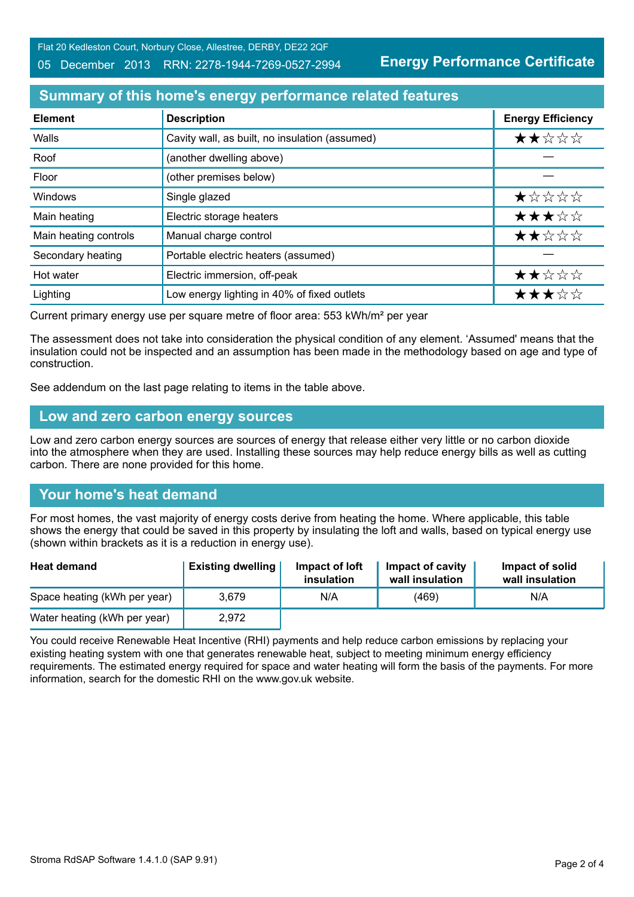## Summary of this home's energy performance related features

| Element | Description | Energy Efficiency |
|---|---|---|
| Walls | Cavity wall, as built, no insulation (assumed) | ★★☆☆☆ |
| Roof | (another dwelling above) | — |
| Floor | (other premises below) | — |
| Windows | Single glazed | ★☆☆☆☆ |
| Main heating | Electric storage heaters | ★★★☆☆ |
| Main heating controls | Manual charge control | ★★☆☆☆ |
| Secondary heating | Portable electric heaters (assumed) | — |
| Hot water | Electric immersion, off-peak | ★★☆☆☆ |
| Lighting | Low energy lighting in 40% of fixed outlets | ★★★☆☆ |

Current primary energy use per square metre of floor area: 553 kWh/m² per year

The assessment does not take into consideration the physical condition of any element. 'Assumed' means that the insulation could not be inspected and an assumption has been made in the methodology based on age and type of construction.

See addendum on the last page relating to items in the table above.

## Low and zero carbon energy sources

Low and zero carbon energy sources are sources of energy that release either very little or no carbon dioxide into the atmosphere when they are used. Installing these sources may help reduce energy bills as well as cutting carbon. There are none provided for this home.

## Your home's heat demand

For most homes, the vast majority of energy costs derive from heating the home. Where applicable, this table shows the energy that could be saved in this property by insulating the loft and walls, based on typical energy use (shown within brackets as it is a reduction in energy use).

| Heat demand | Existing dwelling | Impact of loft insulation | Impact of cavity wall insulation | Impact of solid wall insulation |
|---|---|---|---|---|
| Space heating (kWh per year) | 3,679 | N/A | (469) | N/A |
| Water heating (kWh per year) | 2,972 | | | |

You could receive Renewable Heat Incentive (RHI) payments and help reduce carbon emissions by replacing your existing heating system with one that generates renewable heat, subject to meeting minimum energy efficiency requirements. The estimated energy required for space and water heating will form the basis of the payments. For more information, search for the domestic RHI on the www.gov.uk website.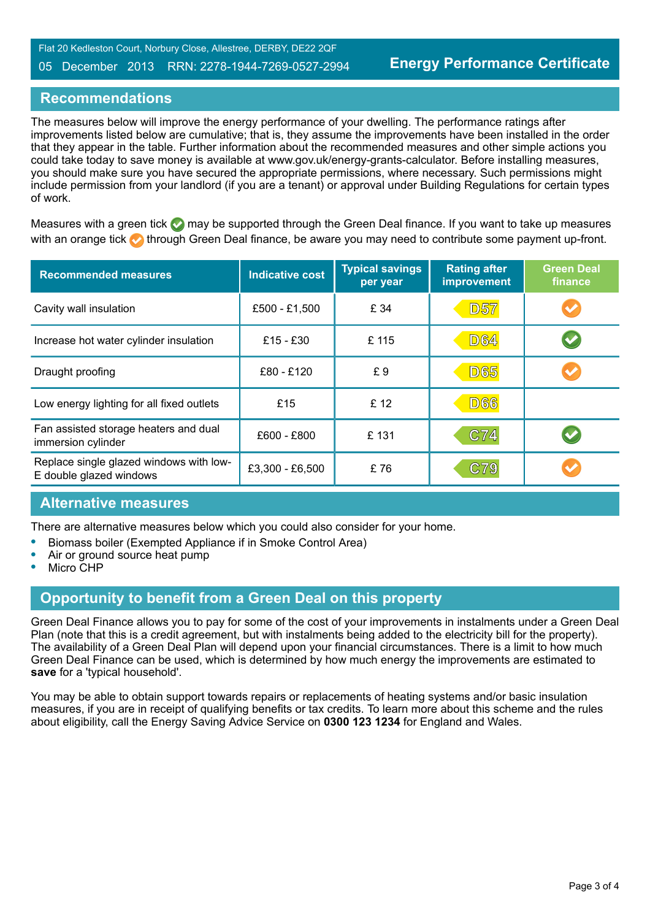Flat 20 Kedleston Court, Norbury Close, Allestree, DERBY, DE22 2QF
05 December 2013 RRN: 2278-1944-7269-0527-2994

**Energy Performance Certificate**

## Recommendations

The measures below will improve the energy performance of your dwelling. The performance ratings after improvements listed below are cumulative; that is, they assume the improvements have been installed in the order that they appear in the table. Further information about the recommended measures and other simple actions you could take today to save money is available at www.gov.uk/energy-grants-calculator. Before installing measures, you should make sure you have secured the appropriate permissions, where necessary. Such permissions might include permission from your landlord (if you are a tenant) or approval under Building Regulations for certain types of work.

Measures with a green tick ✔ may be supported through the Green Deal finance. If you want to take up measures with an orange tick ✔ through Green Deal finance, be aware you may need to contribute some payment up-front.

| Recommended measures | Indicative cost | Typical savings per year | Rating after improvement | Green Deal finance |
|---|---|---|---|---|
| Cavity wall insulation | £500 - £1,500 | £ 34 | D57 | ✔ (orange) |
| Increase hot water cylinder insulation | £15 - £30 | £ 115 | D64 | ✔ (green) |
| Draught proofing | £80 - £120 | £ 9 | D65 | ✔ (orange) |
| Low energy lighting for all fixed outlets | £15 | £ 12 | D66 | |
| Fan assisted storage heaters and dual immersion cylinder | £600 - £800 | £ 131 | C74 | ✔ (green) |
| Replace single glazed windows with low-E double glazed windows | £3,300 - £6,500 | £ 76 | C79 | ✔ (orange) |

## Alternative measures

There are alternative measures below which you could also consider for your home.

- Biomass boiler (Exempted Appliance if in Smoke Control Area)
- Air or ground source heat pump
- Micro CHP

## Opportunity to benefit from a Green Deal on this property

Green Deal Finance allows you to pay for some of the cost of your improvements in instalments under a Green Deal Plan (note that this is a credit agreement, but with instalments being added to the electricity bill for the property). The availability of a Green Deal Plan will depend upon your financial circumstances. There is a limit to how much Green Deal Finance can be used, which is determined by how much energy the improvements are estimated to **save** for a 'typical household'.

You may be able to obtain support towards repairs or replacements of heating systems and/or basic insulation measures, if you are in receipt of qualifying benefits or tax credits. To learn more about this scheme and the rules about eligibility, call the Energy Saving Advice Service on **0300 123 1234** for England and Wales.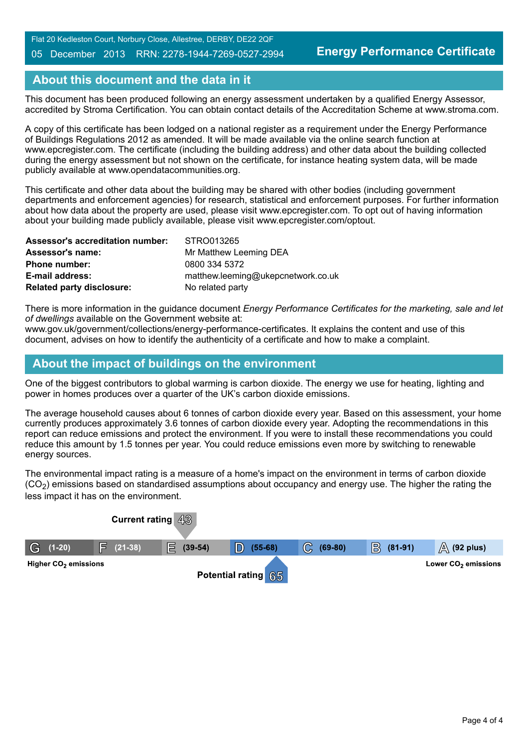Flat 20 Kedleston Court, Norbury Close, Allestree, DERBY, DE22 2QF

05 December 2013 RRN: 2278-1944-7269-0527-2994

**Energy Performance Certificate**

## About this document and the data in it

This document has been produced following an energy assessment undertaken by a qualified Energy Assessor, accredited by Stroma Certification. You can obtain contact details of the Accreditation Scheme at www.stroma.com.

A copy of this certificate has been lodged on a national register as a requirement under the Energy Performance of Buildings Regulations 2012 as amended. It will be made available via the online search function at www.epcregister.com. The certificate (including the building address) and other data about the building collected during the energy assessment but not shown on the certificate, for instance heating system data, will be made publicly available at www.opendatacommunities.org.

This certificate and other data about the building may be shared with other bodies (including government departments and enforcement agencies) for research, statistical and enforcement purposes. For further information about how data about the property are used, please visit www.epcregister.com. To opt out of having information about your building made publicly available, please visit www.epcregister.com/optout.

| | |
|---|---|
| **Assessor's accreditation number:** | STRO013265 |
| **Assessor's name:** | Mr Matthew Leeming DEA |
| **Phone number:** | 0800 334 5372 |
| **E-mail address:** | matthew.leeming@ukepcnetwork.co.uk |
| **Related party disclosure:** | No related party |

There is more information in the guidance document *Energy Performance Certificates for the marketing, sale and let of dwellings* available on the Government website at: www.gov.uk/government/collections/energy-performance-certificates. It explains the content and use of this document, advises on how to identify the authenticity of a certificate and how to make a complaint.

## About the impact of buildings on the environment

One of the biggest contributors to global warming is carbon dioxide. The energy we use for heating, lighting and power in homes produces over a quarter of the UK's carbon dioxide emissions.

The average household causes about 6 tonnes of carbon dioxide every year. Based on this assessment, your home currently produces approximately 3.6 tonnes of carbon dioxide every year. Adopting the recommendations in this report can reduce emissions and protect the environment. If you were to install these recommendations you could reduce this amount by 1.5 tonnes per year. You could reduce emissions even more by switching to renewable energy sources.

The environmental impact rating is a measure of a home's impact on the environment in terms of carbon dioxide ($CO_2$) emissions based on standardised assumptions about occupancy and energy use. The higher the rating the less impact it has on the environment.

Current rating 43

G (1-20)
F (21-38)
E (39-54)
D (55-68)
C (69-80)
B (81-91)
A (92 plus)

Higher $CO_2$ emissions

Lower $CO_2$ emissions

Potential rating 65